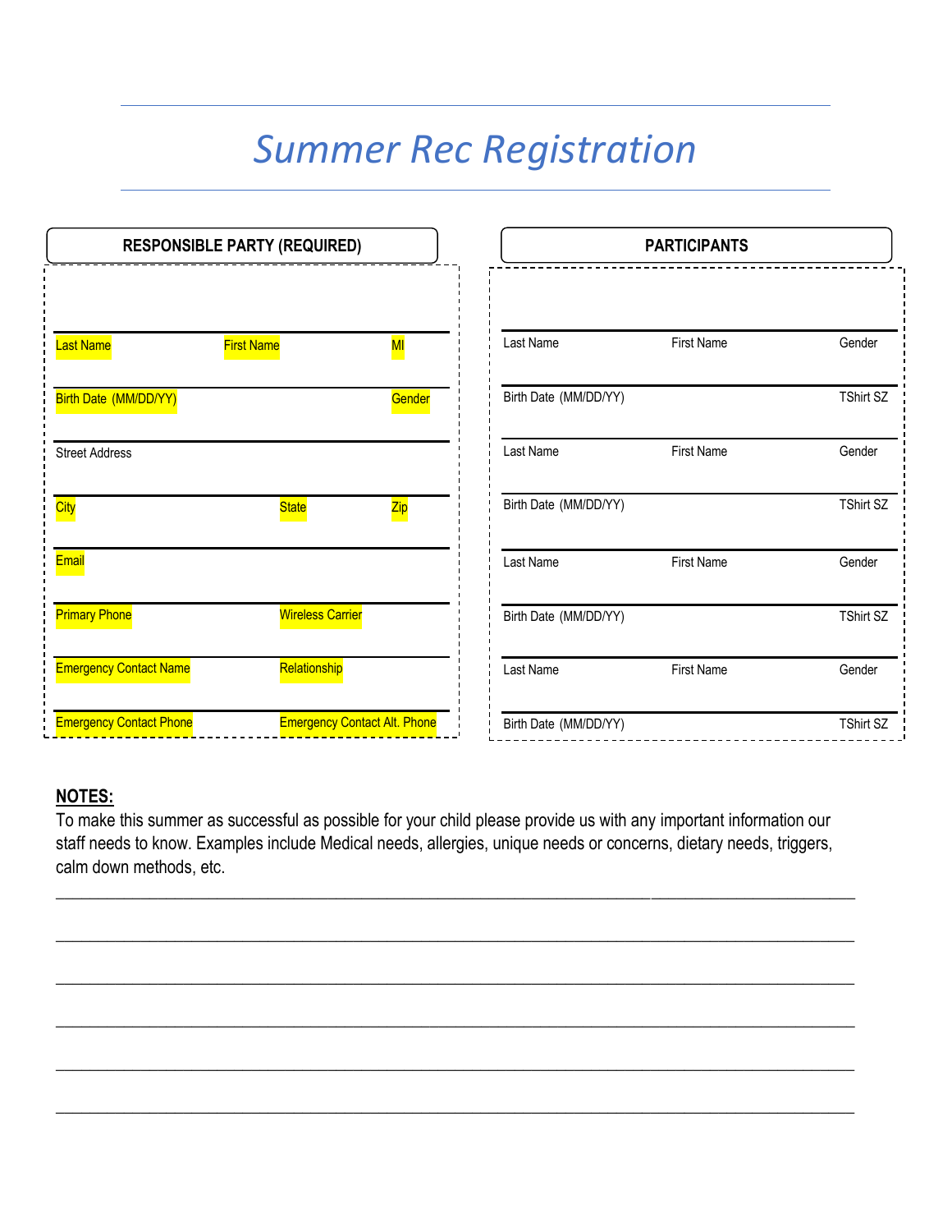# Summer Rec Registration

## RESPONSIBLE PARTY (REQUIRED)

| Last Name | First Name | MI |
|---|---|---|
| Birth Date (MM/DD/YY) | | Gender |
| Street Address | | |
| City | State | Zip |
| Email | | |
| Primary Phone | Wireless Carrier | |
| Emergency Contact Name | Relationship | |
| Emergency Contact Phone | Emergency Contact Alt. Phone | |

## PARTICIPANTS

| Last Name | First Name | Gender |
|---|---|---|
| Birth Date (MM/DD/YY) | | TShirt SZ |
| Last Name | First Name | Gender |
| Birth Date (MM/DD/YY) | | TShirt SZ |
| Last Name | First Name | Gender |
| Birth Date (MM/DD/YY) | | TShirt SZ |
| Last Name | First Name | Gender |
| Birth Date (MM/DD/YY) | | TShirt SZ |

**NOTES:**

To make this summer as successful as possible for your child please provide us with any important information our staff needs to know. Examples include Medical needs, allergies, unique needs or concerns, dietary needs, triggers, calm down methods, etc.

______________________________________________________________________________

______________________________________________________________________________

______________________________________________________________________________

______________________________________________________________________________

______________________________________________________________________________

______________________________________________________________________________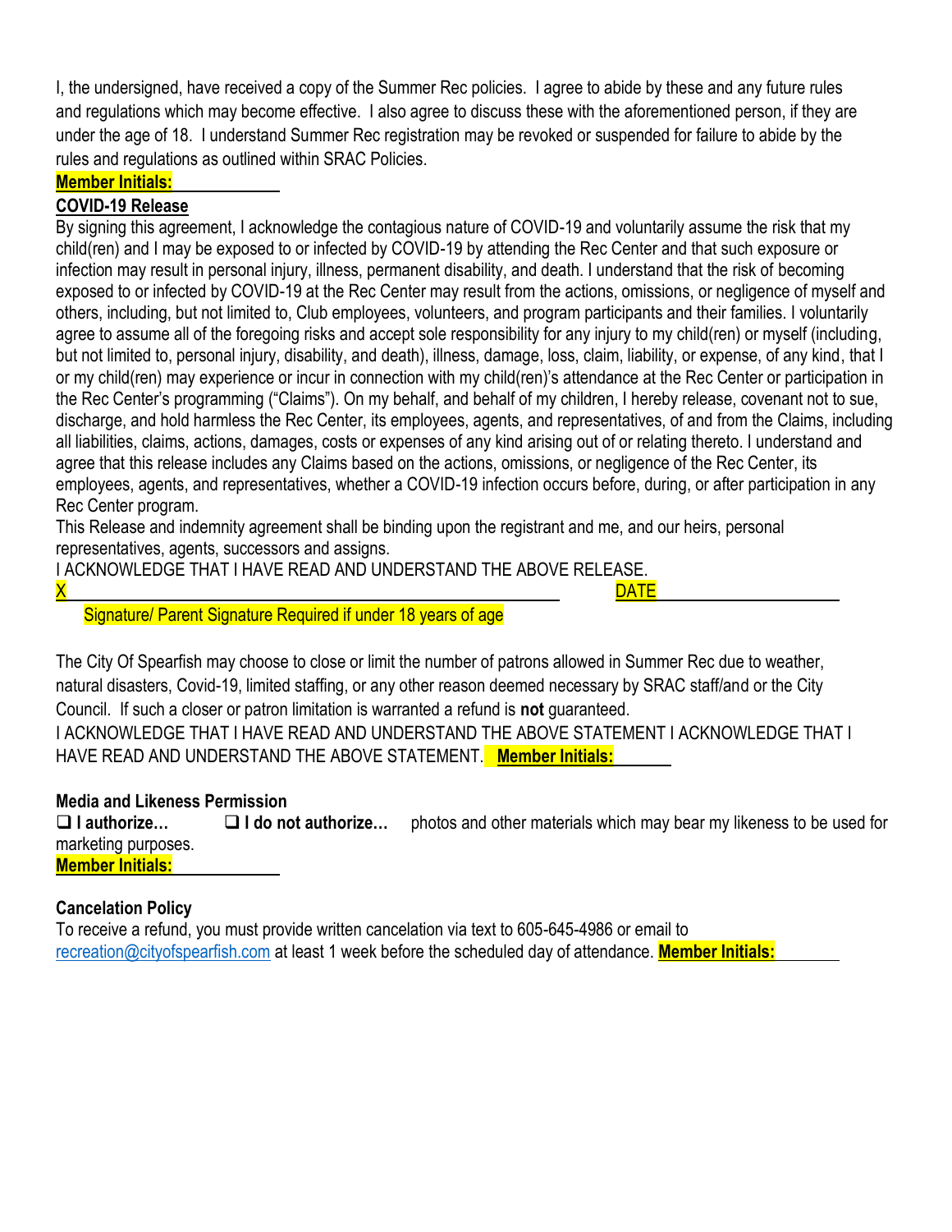I, the undersigned, have received a copy of the Summer Rec policies. I agree to abide by these and any future rules and regulations which may become effective. I also agree to discuss these with the aforementioned person, if they are under the age of 18. I understand Summer Rec registration may be revoked or suspended for failure to abide by the rules and regulations as outlined within SRAC Policies.

**Member Initials:** ____________

**COVID-19 Release**

By signing this agreement, I acknowledge the contagious nature of COVID-19 and voluntarily assume the risk that my child(ren) and I may be exposed to or infected by COVID-19 by attending the Rec Center and that such exposure or infection may result in personal injury, illness, permanent disability, and death. I understand that the risk of becoming exposed to or infected by COVID-19 at the Rec Center may result from the actions, omissions, or negligence of myself and others, including, but not limited to, Club employees, volunteers, and program participants and their families. I voluntarily agree to assume all of the foregoing risks and accept sole responsibility for any injury to my child(ren) or myself (including, but not limited to, personal injury, disability, and death), illness, damage, loss, claim, liability, or expense, of any kind, that I or my child(ren) may experience or incur in connection with my child(ren)'s attendance at the Rec Center or participation in the Rec Center's programming ("Claims"). On my behalf, and behalf of my children, I hereby release, covenant not to sue, discharge, and hold harmless the Rec Center, its employees, agents, and representatives, of and from the Claims, including all liabilities, claims, actions, damages, costs or expenses of any kind arising out of or relating thereto. I understand and agree that this release includes any Claims based on the actions, omissions, or negligence of the Rec Center, its employees, agents, and representatives, whether a COVID-19 infection occurs before, during, or after participation in any Rec Center program.

This Release and indemnity agreement shall be binding upon the registrant and me, and our heirs, personal representatives, agents, successors and assigns.

I ACKNOWLEDGE THAT I HAVE READ AND UNDERSTAND THE ABOVE RELEASE.

X ______________________________________________ DATE ________________

Signature/ Parent Signature Required if under 18 years of age

The City Of Spearfish may choose to close or limit the number of patrons allowed in Summer Rec due to weather, natural disasters, Covid-19, limited staffing, or any other reason deemed necessary by SRAC staff/and or the City Council. If such a closer or patron limitation is warranted a refund is **not** guaranteed.

I ACKNOWLEDGE THAT I HAVE READ AND UNDERSTAND THE ABOVE STATEMENT I ACKNOWLEDGE THAT I HAVE READ AND UNDERSTAND THE ABOVE STATEMENT. **Member Initials:** ________

**Media and Likeness Permission**

❑ **I authorize…** ❑ **I do not authorize…** photos and other materials which may bear my likeness to be used for marketing purposes.

**Member Initials:** ____________

**Cancelation Policy**

To receive a refund, you must provide written cancelation via text to 605-645-4986 or email to recreation@cityofspearfish.com at least 1 week before the scheduled day of attendance. **Member Initials:** ________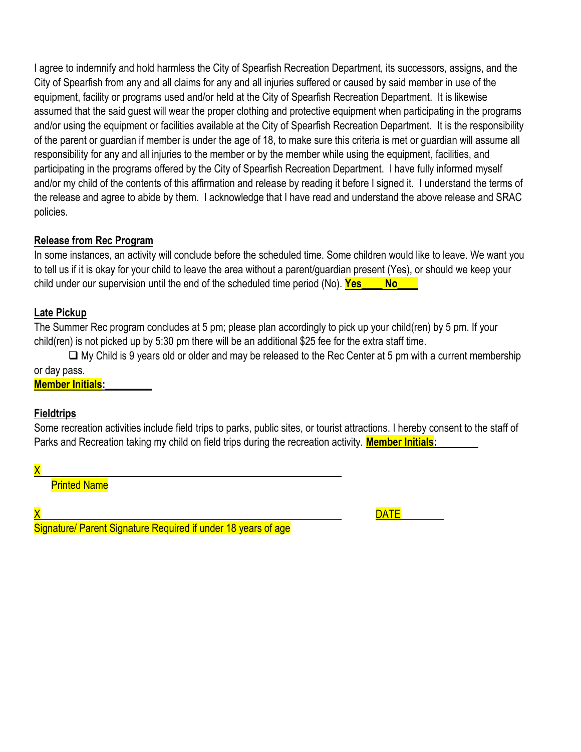I agree to indemnify and hold harmless the City of Spearfish Recreation Department, its successors, assigns, and the City of Spearfish from any and all claims for any and all injuries suffered or caused by said member in use of the equipment, facility or programs used and/or held at the City of Spearfish Recreation Department. It is likewise assumed that the said guest will wear the proper clothing and protective equipment when participating in the programs and/or using the equipment or facilities available at the City of Spearfish Recreation Department. It is the responsibility of the parent or guardian if member is under the age of 18, to make sure this criteria is met or guardian will assume all responsibility for any and all injuries to the member or by the member while using the equipment, facilities, and participating in the programs offered by the City of Spearfish Recreation Department. I have fully informed myself and/or my child of the contents of this affirmation and release by reading it before I signed it. I understand the terms of the release and agree to abide by them. I acknowledge that I have read and understand the above release and SRAC policies.

**Release from Rec Program**

In some instances, an activity will conclude before the scheduled time. Some children would like to leave. We want you to tell us if it is okay for your child to leave the area without a parent/guardian present (Yes), or should we keep your child under our supervision until the end of the scheduled time period (No). **Yes\_\_\_\_ No\_\_\_\_**

**Late Pickup**

The Summer Rec program concludes at 5 pm; please plan accordingly to pick up your child(ren) by 5 pm. If your child(ren) is not picked up by 5:30 pm there will be an additional $25 fee for the extra staff time.

❑ My Child is 9 years old or older and may be released to the Rec Center at 5 pm with a current membership or day pass.

**Member Initials:\_\_\_\_\_\_\_\_\_**

**Fieldtrips**

Some recreation activities include field trips to parks, public sites, or tourist attractions. I hereby consent to the staff of Parks and Recreation taking my child on field trips during the recreation activity. **Member Initials:\_\_\_\_\_\_\_\_\_**

X \_\_\_\_\_\_\_\_\_\_\_\_\_\_\_\_\_\_\_\_\_\_\_\_\_\_\_\_\_\_\_\_\_\_\_\_\_\_\_\_\_\_\_\_\_\_\_\_\_\_

Printed Name

X \_\_\_\_\_\_\_\_\_\_\_\_\_\_\_\_\_\_\_\_\_\_\_\_\_\_\_\_\_\_\_\_\_\_\_\_\_\_\_\_\_\_\_\_\_\_\_\_\_\_ DATE\_\_\_\_\_\_\_\_\_

Signature/ Parent Signature Required if under 18 years of age